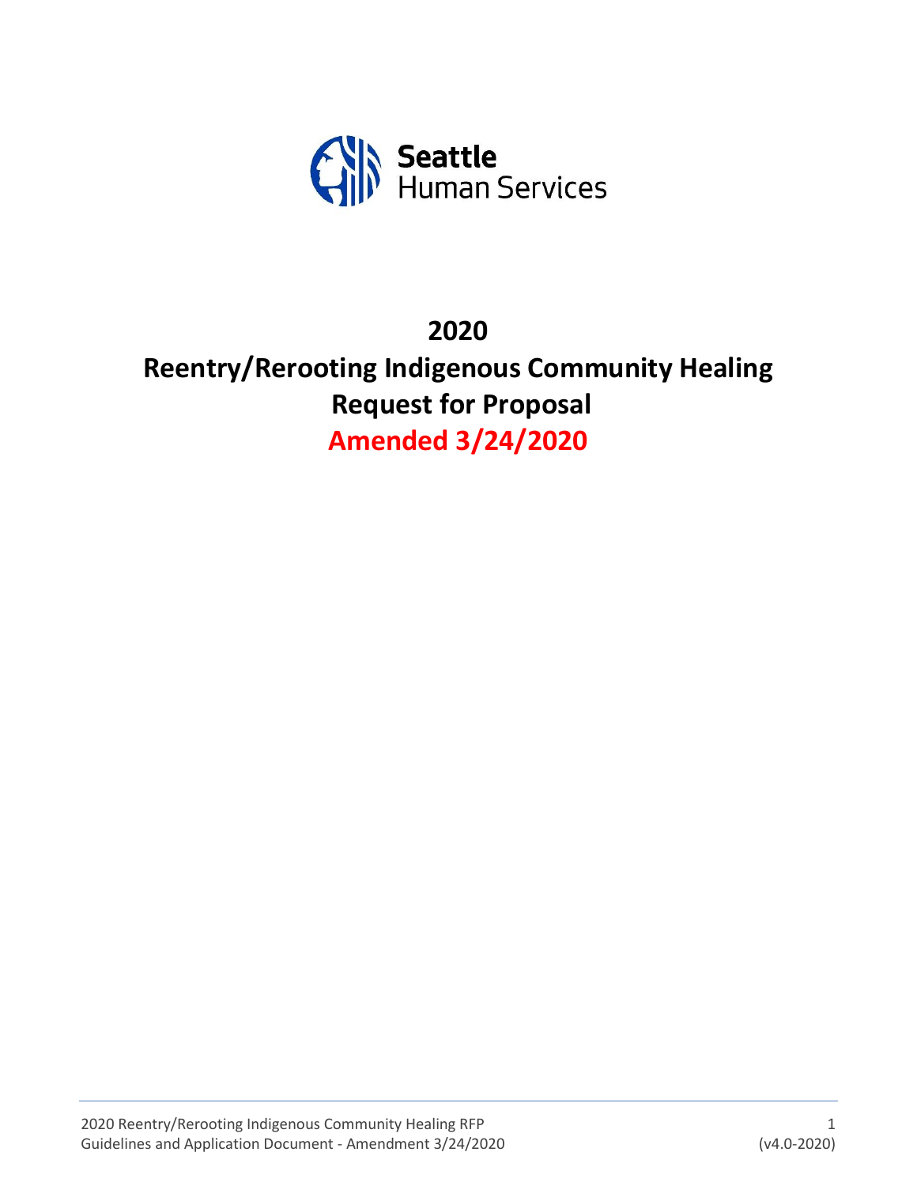Seattle
Human Services

# 2020
# Reentry/Rerooting Indigenous Community Healing
# Request for Proposal
# Amended 3/24/2020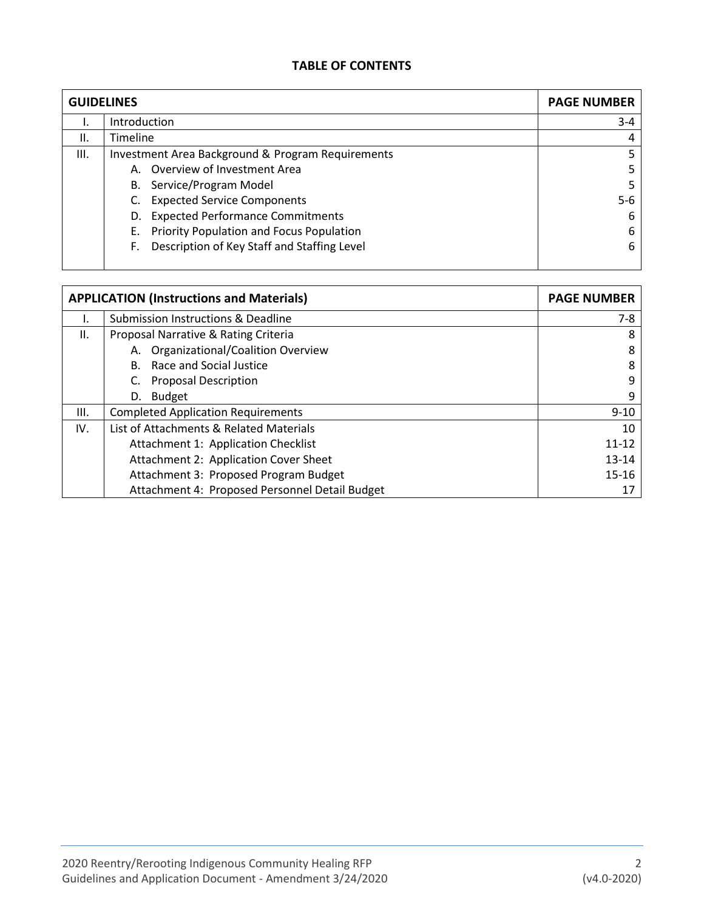# TABLE OF CONTENTS

| GUIDELINES | | PAGE NUMBER |
|---|---|---|
| I. | Introduction | 3-4 |
| II. | Timeline | 4 |
| III. | Investment Area Background & Program Requirements | 5 |
| | A. Overview of Investment Area | 5 |
| | B. Service/Program Model | 5 |
| | C. Expected Service Components | 5-6 |
| | D. Expected Performance Commitments | 6 |
| | E. Priority Population and Focus Population | 6 |
| | F. Description of Key Staff and Staffing Level | 6 |

| APPLICATION (Instructions and Materials) | | PAGE NUMBER |
|---|---|---|
| I. | Submission Instructions & Deadline | 7-8 |
| II. | Proposal Narrative & Rating Criteria | 8 |
| | A. Organizational/Coalition Overview | 8 |
| | B. Race and Social Justice | 8 |
| | C. Proposal Description | 9 |
| | D. Budget | 9 |
| III. | Completed Application Requirements | 9-10 |
| IV. | List of Attachments & Related Materials | 10 |
| | Attachment 1: Application Checklist | 11-12 |
| | Attachment 2: Application Cover Sheet | 13-14 |
| | Attachment 3: Proposed Program Budget | 15-16 |
| | Attachment 4: Proposed Personnel Detail Budget | 17 |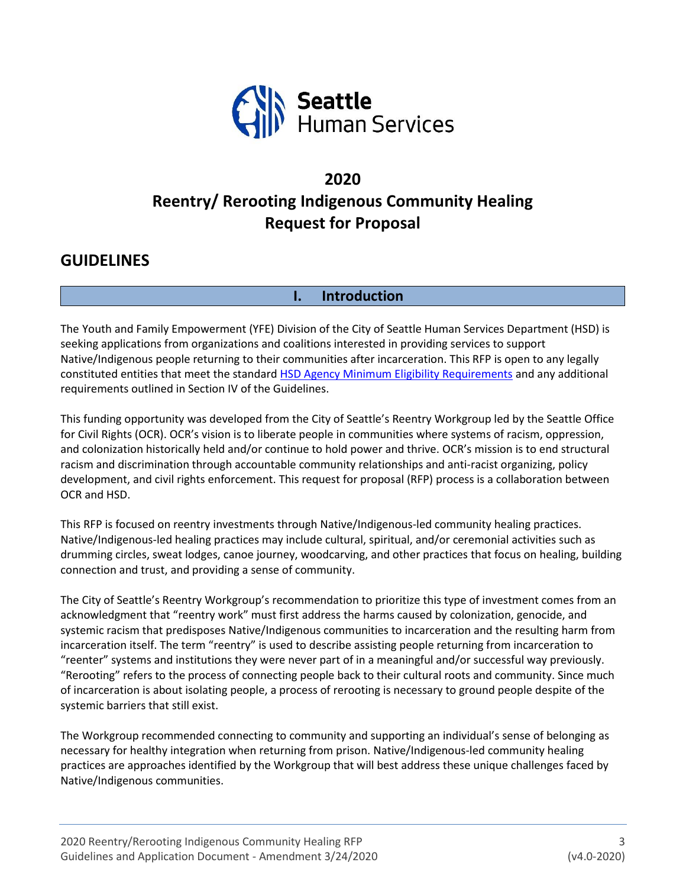# 2020
# Reentry/ Rerooting Indigenous Community Healing
# Request for Proposal

## GUIDELINES

### I. Introduction

The Youth and Family Empowerment (YFE) Division of the City of Seattle Human Services Department (HSD) is seeking applications from organizations and coalitions interested in providing services to support Native/Indigenous people returning to their communities after incarceration. This RFP is open to any legally constituted entities that meet the standard HSD Agency Minimum Eligibility Requirements and any additional requirements outlined in Section IV of the Guidelines.

This funding opportunity was developed from the City of Seattle's Reentry Workgroup led by the Seattle Office for Civil Rights (OCR). OCR's vision is to liberate people in communities where systems of racism, oppression, and colonization historically held and/or continue to hold power and thrive. OCR's mission is to end structural racism and discrimination through accountable community relationships and anti-racist organizing, policy development, and civil rights enforcement. This request for proposal (RFP) process is a collaboration between OCR and HSD.

This RFP is focused on reentry investments through Native/Indigenous-led community healing practices. Native/Indigenous-led healing practices may include cultural, spiritual, and/or ceremonial activities such as drumming circles, sweat lodges, canoe journey, woodcarving, and other practices that focus on healing, building connection and trust, and providing a sense of community.

The City of Seattle's Reentry Workgroup's recommendation to prioritize this type of investment comes from an acknowledgment that "reentry work" must first address the harms caused by colonization, genocide, and systemic racism that predisposes Native/Indigenous communities to incarceration and the resulting harm from incarceration itself. The term "reentry" is used to describe assisting people returning from incarceration to "reenter" systems and institutions they were never part of in a meaningful and/or successful way previously. "Rerooting" refers to the process of connecting people back to their cultural roots and community. Since much of incarceration is about isolating people, a process of rerooting is necessary to ground people despite of the systemic barriers that still exist.

The Workgroup recommended connecting to community and supporting an individual's sense of belonging as necessary for healthy integration when returning from prison. Native/Indigenous-led community healing practices are approaches identified by the Workgroup that will best address these unique challenges faced by Native/Indigenous communities.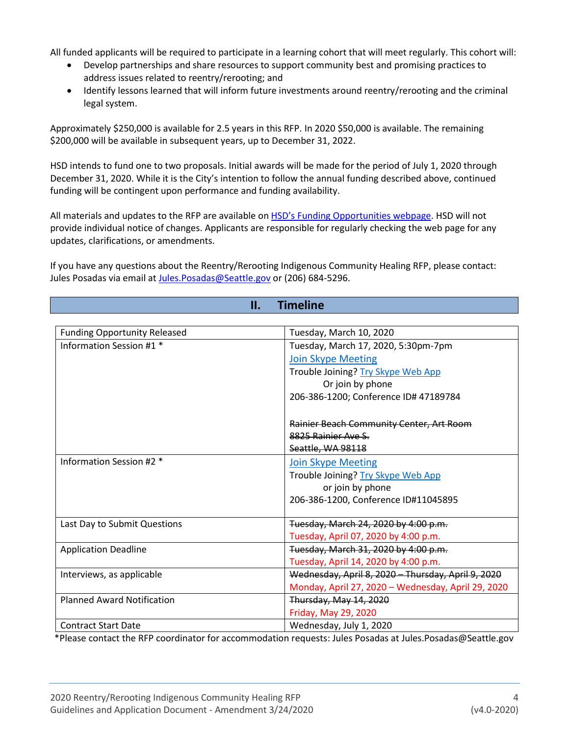All funded applicants will be required to participate in a learning cohort that will meet regularly. This cohort will:

- Develop partnerships and share resources to support community best and promising practices to address issues related to reentry/rerooting; and
- Identify lessons learned that will inform future investments around reentry/rerooting and the criminal legal system.

Approximately $250,000 is available for 2.5 years in this RFP. In 2020 $50,000 is available. The remaining $200,000 will be available in subsequent years, up to December 31, 2022.

HSD intends to fund one to two proposals. Initial awards will be made for the period of July 1, 2020 through December 31, 2020. While it is the City's intention to follow the annual funding described above, continued funding will be contingent upon performance and funding availability.

All materials and updates to the RFP are available on [HSD's Funding Opportunities webpage](). HSD will not provide individual notice of changes. Applicants are responsible for regularly checking the web page for any updates, clarifications, or amendments.

If you have any questions about the Reentry/Rerooting Indigenous Community Healing RFP, please contact: Jules Posadas via email at Jules.Posadas@Seattle.gov or (206) 684-5296.

## II. Timeline

| | |
|---|---|
| Funding Opportunity Released | Tuesday, March 10, 2020 |
| Information Session #1 * | Tuesday, March 17, 2020, 5:30pm-7pm<br>Join Skype Meeting<br>Trouble Joining? Try Skype Web App<br>Or join by phone<br>206-386-1200; Conference ID# 47189784<br><br>~~Rainier Beach Community Center, Art Room~~<br>~~8825 Rainier Ave S.~~<br>~~Seattle, WA 98118~~ |
| Information Session #2 * | Join Skype Meeting<br>Trouble Joining? Try Skype Web App<br>or join by phone<br>206-386-1200, Conference ID#11045895 |
| Last Day to Submit Questions | ~~Tuesday, March 24, 2020 by 4:00 p.m.~~<br>Tuesday, April 07, 2020 by 4:00 p.m. |
| Application Deadline | ~~Tuesday, March 31, 2020 by 4:00 p.m.~~<br>Tuesday, April 14, 2020 by 4:00 p.m. |
| Interviews, as applicable | ~~Wednesday, April 8, 2020 – Thursday, April 9, 2020~~<br>Monday, April 27, 2020 – Wednesday, April 29, 2020 |
| Planned Award Notification | ~~Thursday, May 14, 2020~~<br>Friday, May 29, 2020 |
| Contract Start Date | Wednesday, July 1, 2020 |

*Please contact the RFP coordinator for accommodation requests: Jules Posadas at Jules.Posadas@Seattle.gov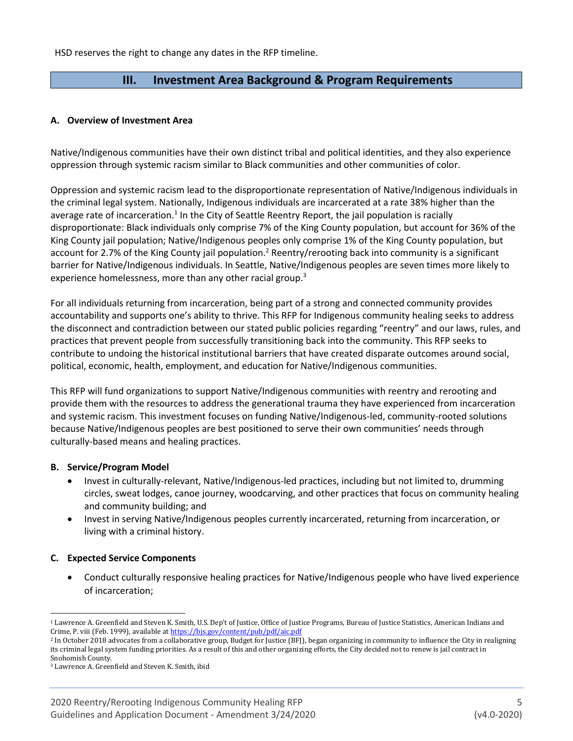HSD reserves the right to change any dates in the RFP timeline.

## III. Investment Area Background & Program Requirements

### A. Overview of Investment Area

Native/Indigenous communities have their own distinct tribal and political identities, and they also experience oppression through systemic racism similar to Black communities and other communities of color.

Oppression and systemic racism lead to the disproportionate representation of Native/Indigenous individuals in the criminal legal system. Nationally, Indigenous individuals are incarcerated at a rate 38% higher than the average rate of incarceration.[1] In the City of Seattle Reentry Report, the jail population is racially disproportionate: Black individuals only comprise 7% of the King County population, but account for 36% of the King County jail population; Native/Indigenous peoples only comprise 1% of the King County population, but account for 2.7% of the King County jail population.[2] Reentry/rerooting back into community is a significant barrier for Native/Indigenous individuals. In Seattle, Native/Indigenous peoples are seven times more likely to experience homelessness, more than any other racial group.[3]

For all individuals returning from incarceration, being part of a strong and connected community provides accountability and supports one's ability to thrive. This RFP for Indigenous community healing seeks to address the disconnect and contradiction between our stated public policies regarding "reentry" and our laws, rules, and practices that prevent people from successfully transitioning back into the community. This RFP seeks to contribute to undoing the historical institutional barriers that have created disparate outcomes around social, political, economic, health, employment, and education for Native/Indigenous communities.

This RFP will fund organizations to support Native/Indigenous communities with reentry and rerooting and provide them with the resources to address the generational trauma they have experienced from incarceration and systemic racism. This investment focuses on funding Native/Indigenous-led, community-rooted solutions because Native/Indigenous peoples are best positioned to serve their own communities' needs through culturally-based means and healing practices.

### B. Service/Program Model

- Invest in culturally-relevant, Native/Indigenous-led practices, including but not limited to, drumming circles, sweat lodges, canoe journey, woodcarving, and other practices that focus on community healing and community building; and
- Invest in serving Native/Indigenous peoples currently incarcerated, returning from incarceration, or living with a criminal history.

### C. Expected Service Components

- Conduct culturally responsive healing practices for Native/Indigenous people who have lived experience of incarceration;

---

[1] Lawrence A. Greenfield and Steven K. Smith, U.S. Dep't of Justice, Office of Justice Programs, Bureau of Justice Statistics, American Indians and Crime, P. viii (Feb. 1999), available at https://bjs.gov/content/pub/pdf/aic.pdf

[2] In October 2018 advocates from a collaborative group, Budget for Justice (BFJ), began organizing in community to influence the City in realigning its criminal legal system funding priorities. As a result of this and other organizing efforts, the City decided not to renew is jail contract in Snohomish County.

[3] Lawrence A. Greenfield and Steven K. Smith, ibid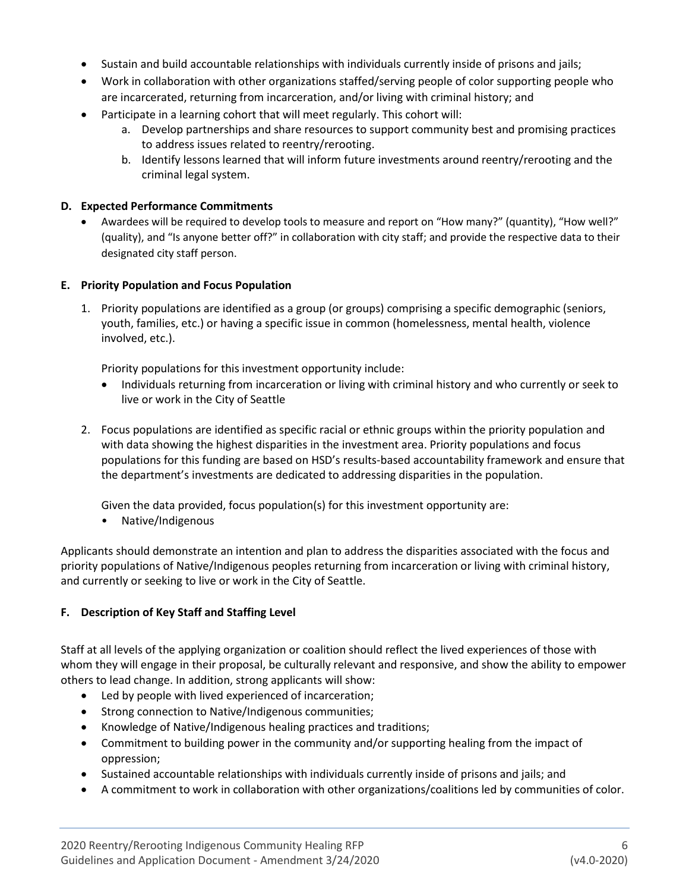- Sustain and build accountable relationships with individuals currently inside of prisons and jails;
- Work in collaboration with other organizations staffed/serving people of color supporting people who are incarcerated, returning from incarceration, and/or living with criminal history; and
- Participate in a learning cohort that will meet regularly. This cohort will:
  a. Develop partnerships and share resources to support community best and promising practices to address issues related to reentry/rerooting.
  b. Identify lessons learned that will inform future investments around reentry/rerooting and the criminal legal system.

**D. Expected Performance Commitments**

- Awardees will be required to develop tools to measure and report on "How many?" (quantity), "How well?" (quality), and "Is anyone better off?" in collaboration with city staff; and provide the respective data to their designated city staff person.

**E. Priority Population and Focus Population**

1. Priority populations are identified as a group (or groups) comprising a specific demographic (seniors, youth, families, etc.) or having a specific issue in common (homelessness, mental health, violence involved, etc.).

   Priority populations for this investment opportunity include:
   - Individuals returning from incarceration or living with criminal history and who currently or seek to live or work in the City of Seattle

2. Focus populations are identified as specific racial or ethnic groups within the priority population and with data showing the highest disparities in the investment area. Priority populations and focus populations for this funding are based on HSD's results-based accountability framework and ensure that the department's investments are dedicated to addressing disparities in the population.

   Given the data provided, focus population(s) for this investment opportunity are:
   - Native/Indigenous

Applicants should demonstrate an intention and plan to address the disparities associated with the focus and priority populations of Native/Indigenous peoples returning from incarceration or living with criminal history, and currently or seeking to live or work in the City of Seattle.

**F. Description of Key Staff and Staffing Level**

Staff at all levels of the applying organization or coalition should reflect the lived experiences of those with whom they will engage in their proposal, be culturally relevant and responsive, and show the ability to empower others to lead change. In addition, strong applicants will show:

- Led by people with lived experienced of incarceration;
- Strong connection to Native/Indigenous communities;
- Knowledge of Native/Indigenous healing practices and traditions;
- Commitment to building power in the community and/or supporting healing from the impact of oppression;
- Sustained accountable relationships with individuals currently inside of prisons and jails; and
- A commitment to work in collaboration with other organizations/coalitions led by communities of color.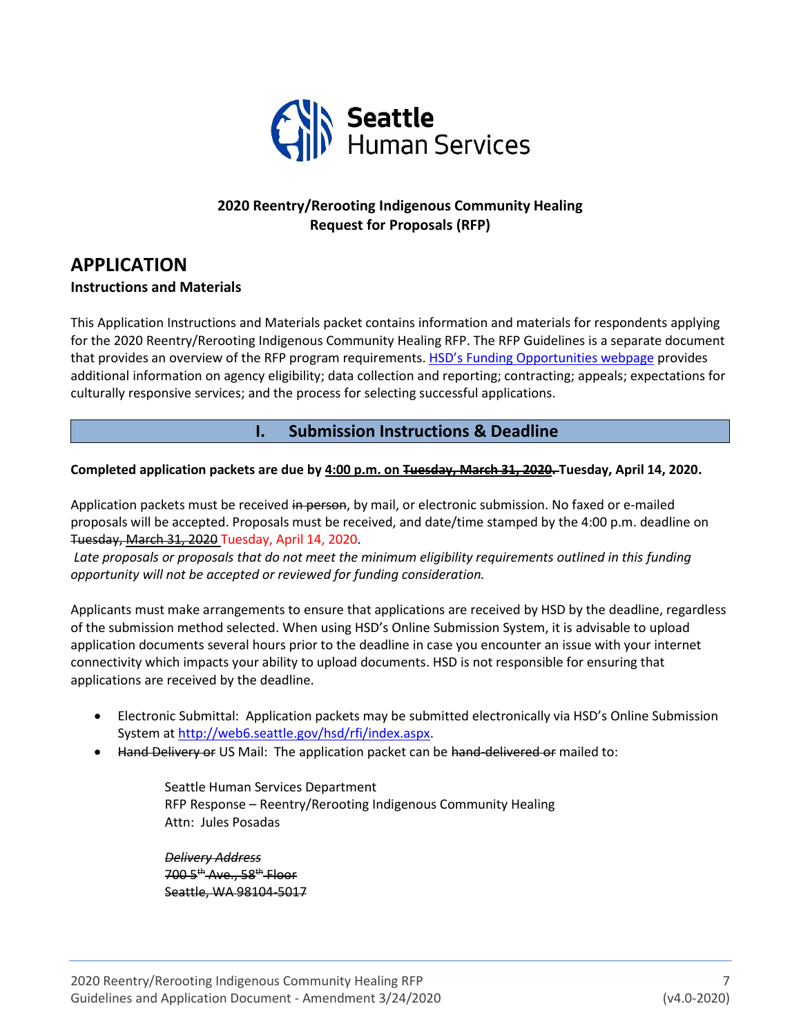**2020 Reentry/Rerooting Indigenous Community Healing**
**Request for Proposals (RFP)**

# APPLICATION

### Instructions and Materials

This Application Instructions and Materials packet contains information and materials for respondents applying for the 2020 Reentry/Rerooting Indigenous Community Healing RFP. The RFP Guidelines is a separate document that provides an overview of the RFP program requirements. [HSD's Funding Opportunities webpage](HSD's Funding Opportunities webpage) provides additional information on agency eligibility; data collection and reporting; contracting; appeals; expectations for culturally responsive services; and the process for selecting successful applications.

## I. Submission Instructions & Deadline

**Completed application packets are due by 4:00 p.m. on ~~Tuesday, March 31, 2020.~~ Tuesday, April 14, 2020.**

Application packets must be received ~~in person~~, by mail, or electronic submission. No faxed or e-mailed proposals will be accepted. Proposals must be received, and date/time stamped by the 4:00 p.m. deadline on ~~Tuesday, March 31, 2020~~ Tuesday, April 14, 2020.

*Late proposals or proposals that do not meet the minimum eligibility requirements outlined in this funding opportunity will not be accepted or reviewed for funding consideration.*

Applicants must make arrangements to ensure that applications are received by HSD by the deadline, regardless of the submission method selected. When using HSD's Online Submission System, it is advisable to upload application documents several hours prior to the deadline in case you encounter an issue with your internet connectivity which impacts your ability to upload documents. HSD is not responsible for ensuring that applications are received by the deadline.

- Electronic Submittal: Application packets may be submitted electronically via HSD's Online Submission System at http://web6.seattle.gov/hsd/rfi/index.aspx.
- ~~Hand Delivery or~~ US Mail: The application packet can be ~~hand-delivered or~~ mailed to:

    Seattle Human Services Department
    RFP Response – Reentry/Rerooting Indigenous Community Healing
    Attn: Jules Posadas

    ~~*Delivery Address*~~
    ~~700 5th Ave., 58th Floor~~
    ~~Seattle, WA 98104-5017~~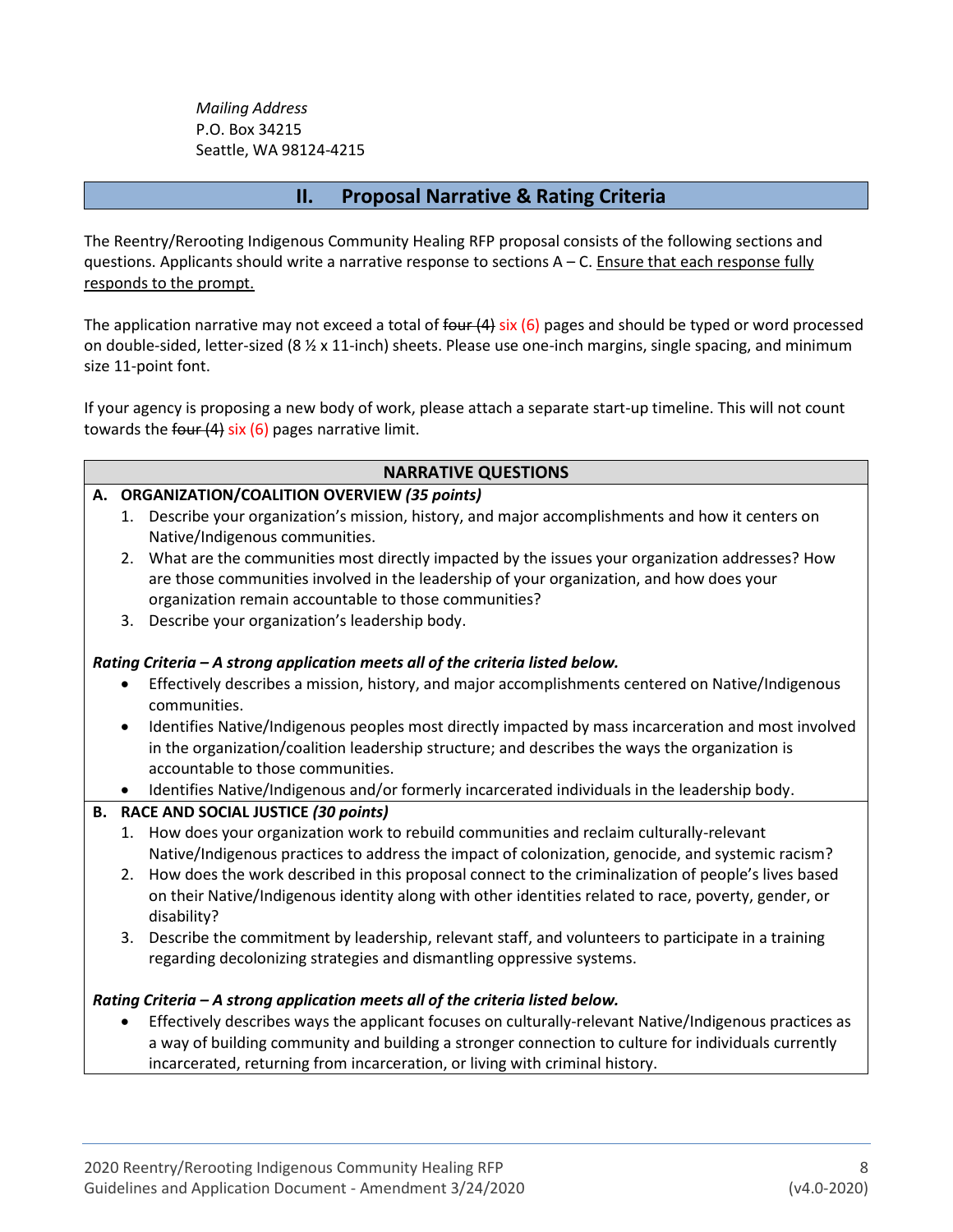*Mailing Address*
P.O. Box 34215
Seattle, WA 98124-4215

## II. Proposal Narrative & Rating Criteria

The Reentry/Rerooting Indigenous Community Healing RFP proposal consists of the following sections and questions. Applicants should write a narrative response to sections A – C. Ensure that each response fully responds to the prompt.

The application narrative may not exceed a total of ~~four (4)~~ six (6) pages and should be typed or word processed on double-sided, letter-sized (8 ½ x 11-inch) sheets. Please use one-inch margins, single spacing, and minimum size 11-point font.

If your agency is proposing a new body of work, please attach a separate start-up timeline. This will not count towards the ~~four (4)~~ six (6) pages narrative limit.

### NARRATIVE QUESTIONS

**A. ORGANIZATION/COALITION OVERVIEW *(35 points)***

1. Describe your organization's mission, history, and major accomplishments and how it centers on Native/Indigenous communities.
2. What are the communities most directly impacted by the issues your organization addresses? How are those communities involved in the leadership of your organization, and how does your organization remain accountable to those communities?
3. Describe your organization's leadership body.

***Rating Criteria – A strong application meets all of the criteria listed below.***

- Effectively describes a mission, history, and major accomplishments centered on Native/Indigenous communities.
- Identifies Native/Indigenous peoples most directly impacted by mass incarceration and most involved in the organization/coalition leadership structure; and describes the ways the organization is accountable to those communities.
- Identifies Native/Indigenous and/or formerly incarcerated individuals in the leadership body.

**B. RACE AND SOCIAL JUSTICE *(30 points)***

1. How does your organization work to rebuild communities and reclaim culturally-relevant Native/Indigenous practices to address the impact of colonization, genocide, and systemic racism?
2. How does the work described in this proposal connect to the criminalization of people's lives based on their Native/Indigenous identity along with other identities related to race, poverty, gender, or disability?
3. Describe the commitment by leadership, relevant staff, and volunteers to participate in a training regarding decolonizing strategies and dismantling oppressive systems.

***Rating Criteria – A strong application meets all of the criteria listed below.***

- Effectively describes ways the applicant focuses on culturally-relevant Native/Indigenous practices as a way of building community and building a stronger connection to culture for individuals currently incarcerated, returning from incarceration, or living with criminal history.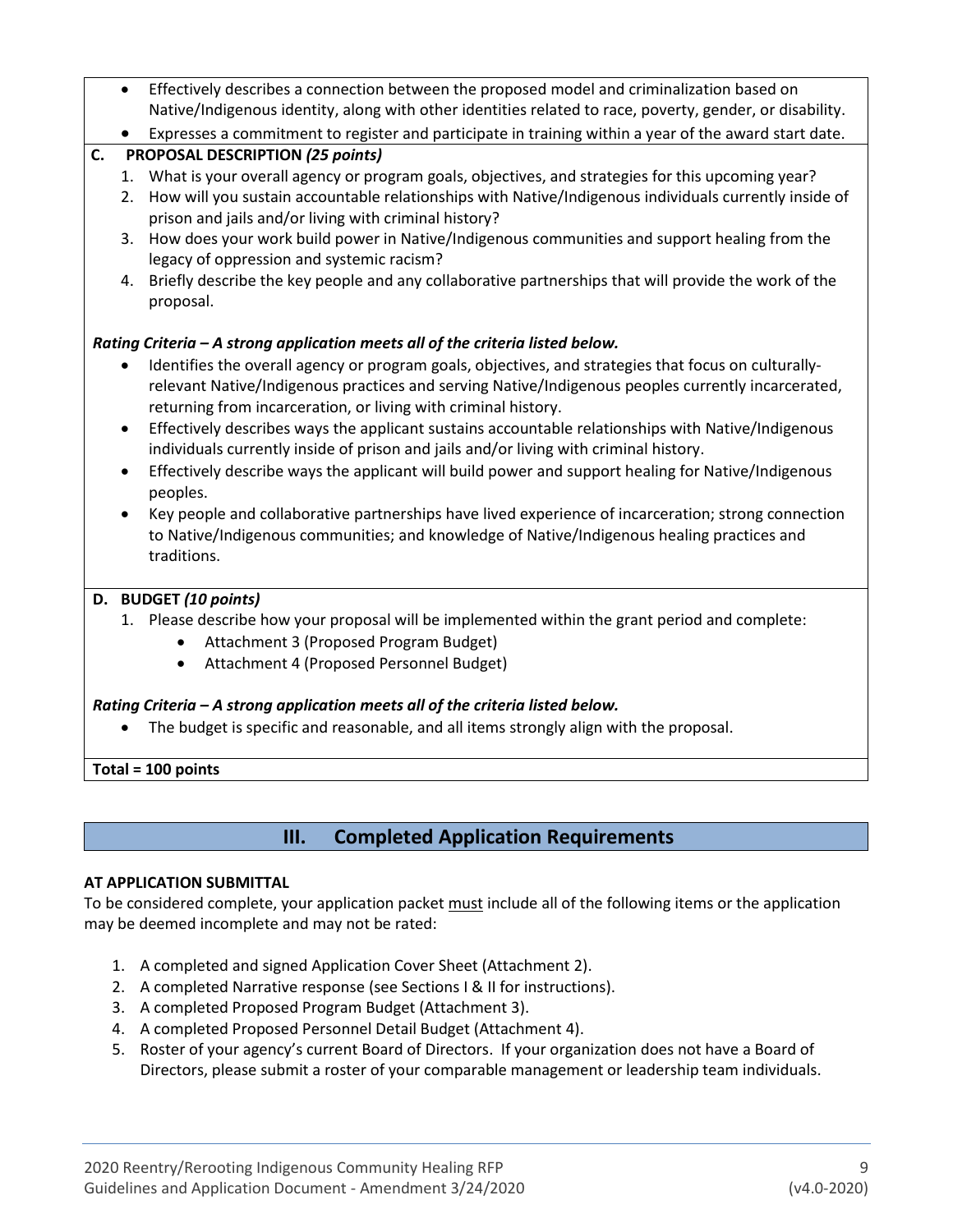- Effectively describes a connection between the proposed model and criminalization based on Native/Indigenous identity, along with other identities related to race, poverty, gender, or disability.
- Expresses a commitment to register and participate in training within a year of the award start date.

**C. PROPOSAL DESCRIPTION *(25 points)***

1. What is your overall agency or program goals, objectives, and strategies for this upcoming year?
2. How will you sustain accountable relationships with Native/Indigenous individuals currently inside of prison and jails and/or living with criminal history?
3. How does your work build power in Native/Indigenous communities and support healing from the legacy of oppression and systemic racism?
4. Briefly describe the key people and any collaborative partnerships that will provide the work of the proposal.

***Rating Criteria – A strong application meets all of the criteria listed below.***

- Identifies the overall agency or program goals, objectives, and strategies that focus on culturally-relevant Native/Indigenous practices and serving Native/Indigenous peoples currently incarcerated, returning from incarceration, or living with criminal history.
- Effectively describes ways the applicant sustains accountable relationships with Native/Indigenous individuals currently inside of prison and jails and/or living with criminal history.
- Effectively describe ways the applicant will build power and support healing for Native/Indigenous peoples.
- Key people and collaborative partnerships have lived experience of incarceration; strong connection to Native/Indigenous communities; and knowledge of Native/Indigenous healing practices and traditions.

**D. BUDGET *(10 points)***

1. Please describe how your proposal will be implemented within the grant period and complete:
   - Attachment 3 (Proposed Program Budget)
   - Attachment 4 (Proposed Personnel Budget)

***Rating Criteria – A strong application meets all of the criteria listed below.***

- The budget is specific and reasonable, and all items strongly align with the proposal.

**Total = 100 points**

## III. Completed Application Requirements

**AT APPLICATION SUBMITTAL**

To be considered complete, your application packet must include all of the following items or the application may be deemed incomplete and may not be rated:

1. A completed and signed Application Cover Sheet (Attachment 2).
2. A completed Narrative response (see Sections I & II for instructions).
3. A completed Proposed Program Budget (Attachment 3).
4. A completed Proposed Personnel Detail Budget (Attachment 4).
5. Roster of your agency's current Board of Directors. If your organization does not have a Board of Directors, please submit a roster of your comparable management or leadership team individuals.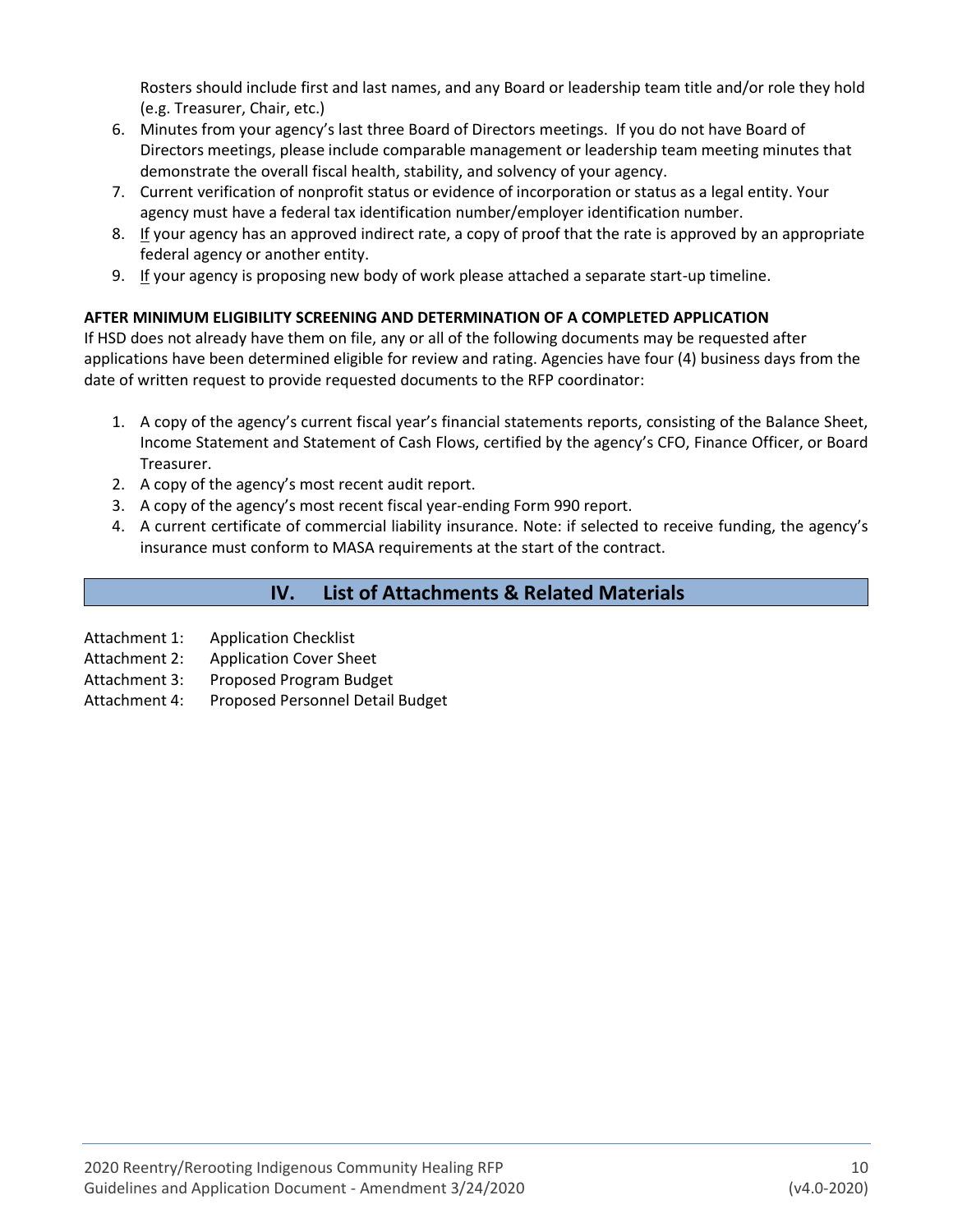Rosters should include first and last names, and any Board or leadership team title and/or role they hold (e.g. Treasurer, Chair, etc.)

6. Minutes from your agency's last three Board of Directors meetings. If you do not have Board of Directors meetings, please include comparable management or leadership team meeting minutes that demonstrate the overall fiscal health, stability, and solvency of your agency.
7. Current verification of nonprofit status or evidence of incorporation or status as a legal entity. Your agency must have a federal tax identification number/employer identification number.
8. <u>If</u> your agency has an approved indirect rate, a copy of proof that the rate is approved by an appropriate federal agency or another entity.
9. <u>If</u> your agency is proposing new body of work please attached a separate start-up timeline.

**AFTER MINIMUM ELIGIBILITY SCREENING AND DETERMINATION OF A COMPLETED APPLICATION**

If HSD does not already have them on file, any or all of the following documents may be requested after applications have been determined eligible for review and rating. Agencies have four (4) business days from the date of written request to provide requested documents to the RFP coordinator:

1. A copy of the agency's current fiscal year's financial statements reports, consisting of the Balance Sheet, Income Statement and Statement of Cash Flows, certified by the agency's CFO, Finance Officer, or Board Treasurer.
2. A copy of the agency's most recent audit report.
3. A copy of the agency's most recent fiscal year-ending Form 990 report.
4. A current certificate of commercial liability insurance. Note: if selected to receive funding, the agency's insurance must conform to MASA requirements at the start of the contract.

## IV. List of Attachments & Related Materials

Attachment 1: Application Checklist
Attachment 2: Application Cover Sheet
Attachment 3: Proposed Program Budget
Attachment 4: Proposed Personnel Detail Budget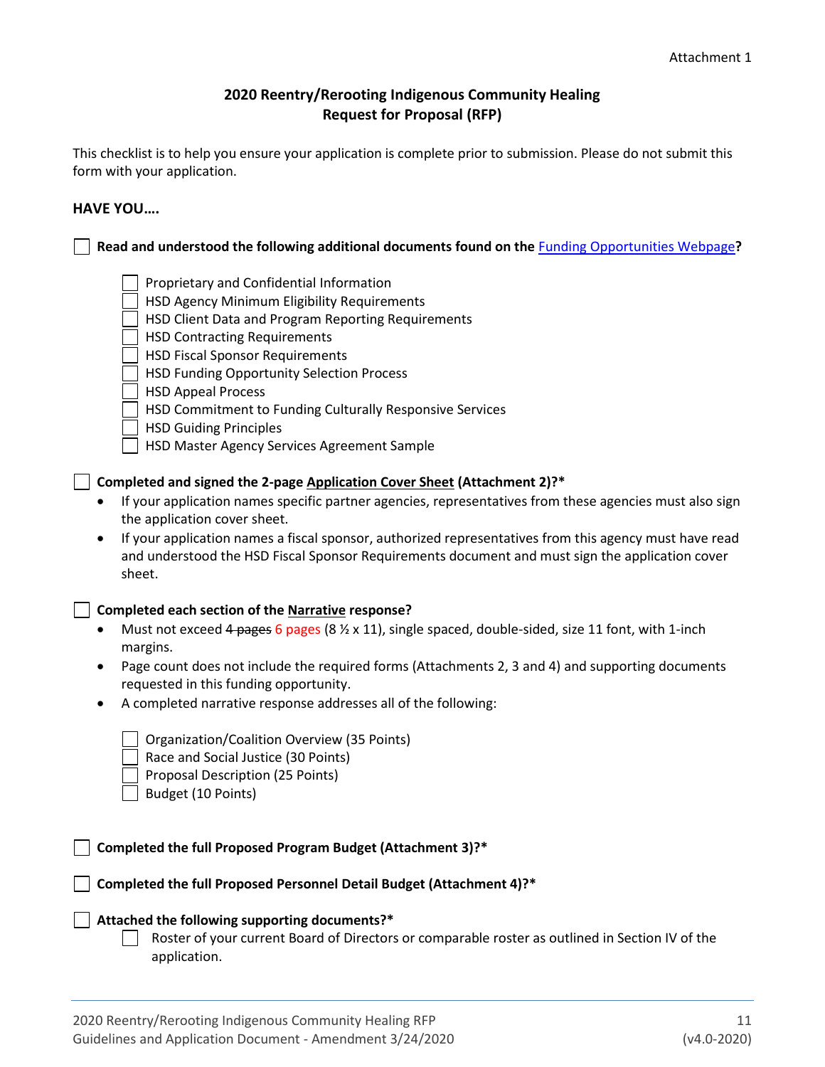Attachment 1

## 2020 Reentry/Rerooting Indigenous Community Healing Request for Proposal (RFP)

This checklist is to help you ensure your application is complete prior to submission. Please do not submit this form with your application.

**HAVE YOU….**

- [ ] **Read and understood the following additional documents found on the Funding Opportunities Webpage?**
  - [ ] Proprietary and Confidential Information
  - [ ] HSD Agency Minimum Eligibility Requirements
  - [ ] HSD Client Data and Program Reporting Requirements
  - [ ] HSD Contracting Requirements
  - [ ] HSD Fiscal Sponsor Requirements
  - [ ] HSD Funding Opportunity Selection Process
  - [ ] HSD Appeal Process
  - [ ] HSD Commitment to Funding Culturally Responsive Services
  - [ ] HSD Guiding Principles
  - [ ] HSD Master Agency Services Agreement Sample

- [ ] **Completed and signed the 2-page Application Cover Sheet (Attachment 2)?***
  - If your application names specific partner agencies, representatives from these agencies must also sign the application cover sheet.
  - If your application names a fiscal sponsor, authorized representatives from this agency must have read and understood the HSD Fiscal Sponsor Requirements document and must sign the application cover sheet.

- [ ] **Completed each section of the Narrative response?**
  - Must not exceed ~~4 pages~~ 6 pages (8 ½ x 11), single spaced, double-sided, size 11 font, with 1-inch margins.
  - Page count does not include the required forms (Attachments 2, 3 and 4) and supporting documents requested in this funding opportunity.
  - A completed narrative response addresses all of the following:
    - [ ] Organization/Coalition Overview (35 Points)
    - [ ] Race and Social Justice (30 Points)
    - [ ] Proposal Description (25 Points)
    - [ ] Budget (10 Points)

- [ ] **Completed the full Proposed Program Budget (Attachment 3)?***

- [ ] **Completed the full Proposed Personnel Detail Budget (Attachment 4)?***

- [ ] **Attached the following supporting documents?***
  - [ ] Roster of your current Board of Directors or comparable roster as outlined in Section IV of the application.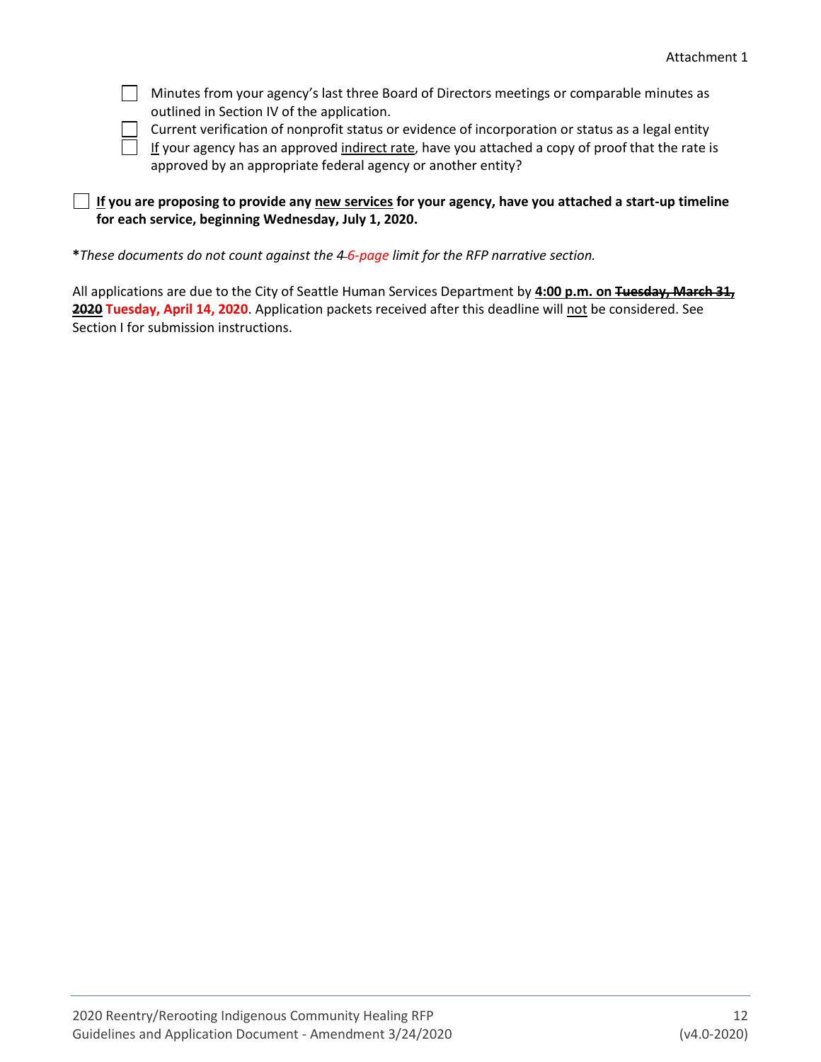- [ ] Minutes from your agency's last three Board of Directors meetings or comparable minutes as outlined in Section IV of the application.
- [ ] Current verification of nonprofit status or evidence of incorporation or status as a legal entity
- [ ] If your agency has an approved indirect rate, have you attached a copy of proof that the rate is approved by an appropriate federal agency or another entity?

- [ ] **If you are proposing to provide any new services for your agency, have you attached a start-up timeline for each service, beginning Wednesday, July 1, 2020.**

**\***_These documents do not count against the ~~4~~ 6-page limit for the RFP narrative section._

All applications are due to the City of Seattle Human Services Department by **4:00 p.m. on ~~Tuesday, March 31, 2020~~ Tuesday, April 14, 2020**. Application packets received after this deadline will not be considered. See Section I for submission instructions.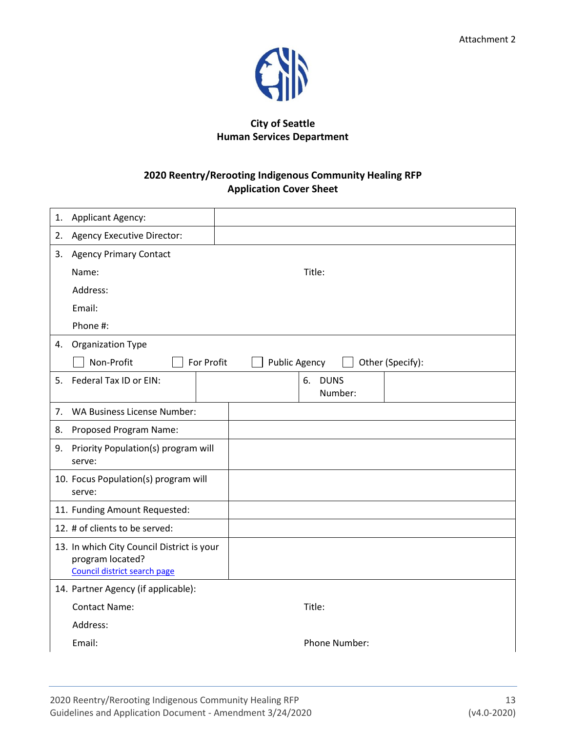Attachment 2

**City of Seattle**
**Human Services Department**

## 2020 Reentry/Rerooting Indigenous Community Healing RFP
## Application Cover Sheet

| | |
|---|---|
| 1. Applicant Agency: | |
| 2. Agency Executive Director: | |

3. Agency Primary Contact

Name: Title:

Address:

Email:

Phone #:

4. Organization Type

☐ Non-Profit ☐ For Profit ☐ Public Agency ☐ Other (Specify):

| | | | |
|---|---|---|---|
| 5. Federal Tax ID or EIN: | | 6. DUNS Number: | |

| | |
|---|---|
| 7. WA Business License Number: | |
| 8. Proposed Program Name: | |
| 9. Priority Population(s) program will serve: | |
| 10. Focus Population(s) program will serve: | |
| 11. Funding Amount Requested: | |
| 12. # of clients to be served: | |
| 13. In which City Council District is your program located? [Council district search page] | |

14. Partner Agency (if applicable):

Contact Name: Title:

Address:

Email: Phone Number: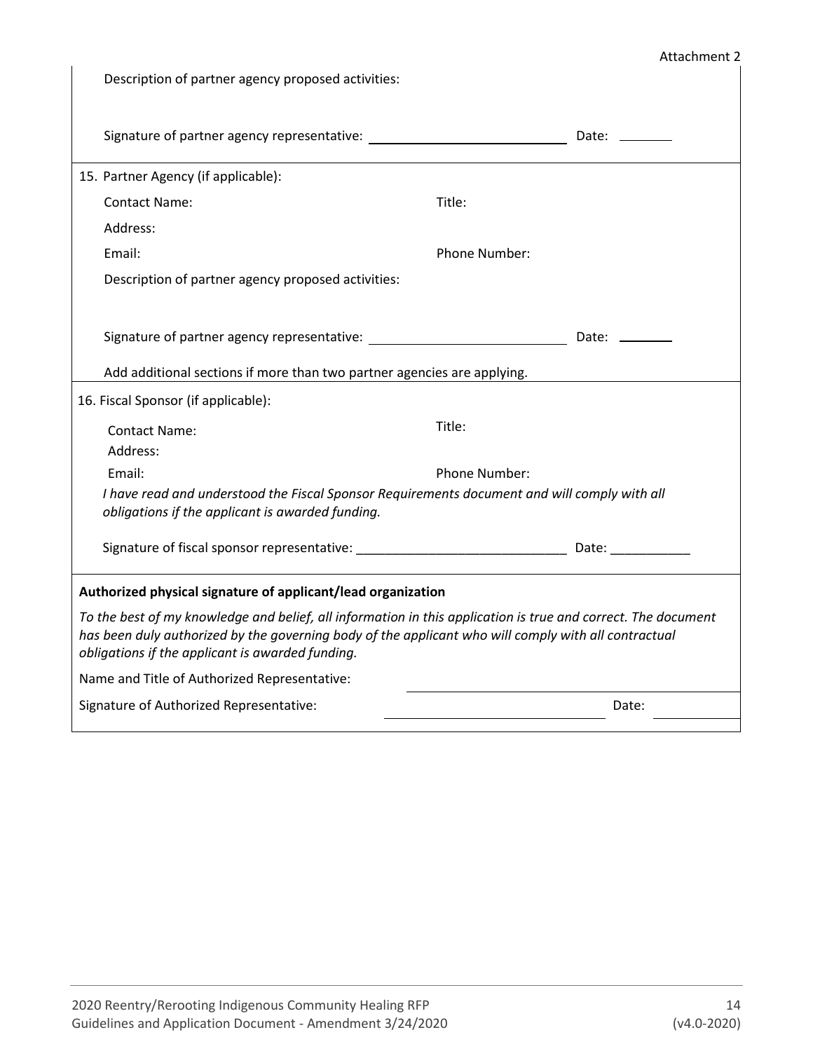Description of partner agency proposed activities:

Signature of partner agency representative: ______________________________ Date: ________

15. Partner Agency (if applicable):

Contact Name: Title:

Address:

Email: Phone Number:

Description of partner agency proposed activities:

Signature of partner agency representative: ______________________________ Date: ________

Add additional sections if more than two partner agencies are applying.

16. Fiscal Sponsor (if applicable):

Contact Name: Title:

Address:

Email: Phone Number:

*I have read and understood the Fiscal Sponsor Requirements document and will comply with all obligations if the applicant is awarded funding.*

Signature of fiscal sponsor representative: ______________________________ Date: ___________

**Authorized physical signature of applicant/lead organization**

*To the best of my knowledge and belief, all information in this application is true and correct. The document has been duly authorized by the governing body of the applicant who will comply with all contractual obligations if the applicant is awarded funding.*

Name and Title of Authorized Representative: ______________________________

Signature of Authorized Representative: ______________________________ Date: ___________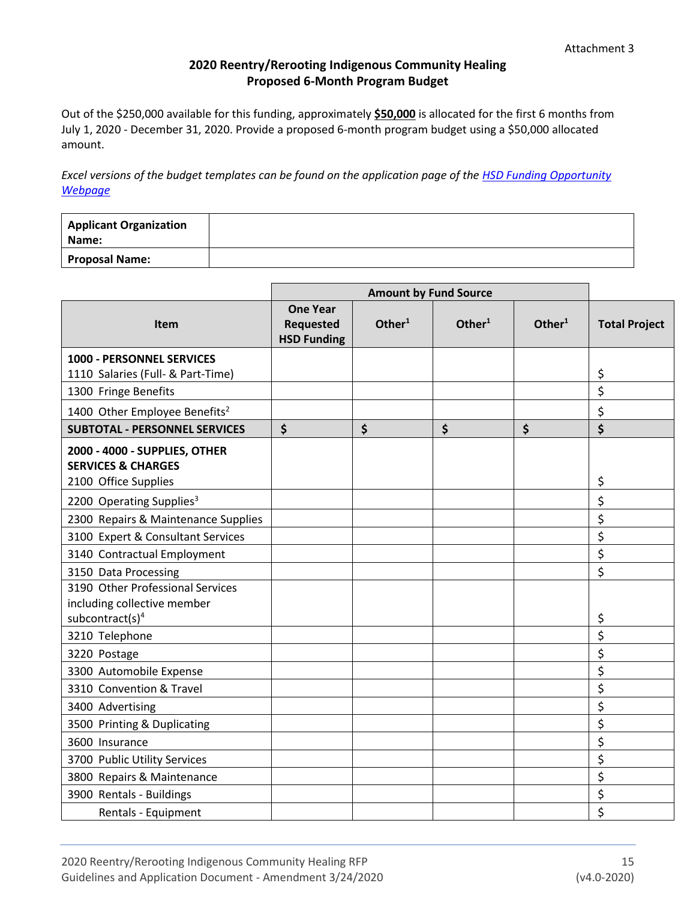Attachment 3

# 2020 Reentry/Rerooting Indigenous Community Healing
## Proposed 6-Month Program Budget

Out of the $250,000 available for this funding, approximately **$50,000** is allocated for the first 6 months from July 1, 2020 - December 31, 2020. Provide a proposed 6-month program budget using a $50,000 allocated amount.

*Excel versions of the budget templates can be found on the application page of the [HSD Funding Opportunity Webpage]()*

| **Applicant Organization Name:** | |
|---|---|
| **Proposal Name:** | |

| | **Amount by Fund Source** | | | | |
|---|---|---|---|---|---|
| **Item** | **One Year Requested HSD Funding** | **Other[1]** | **Other[1]** | **Other[1]** | **Total Project** |
| **1000 - PERSONNEL SERVICES** 1110 Salaries (Full- & Part-Time) | | | | | $ |
| 1300 Fringe Benefits | | | | | $ |
| 1400 Other Employee Benefits[2] | | | | | $ |
| **SUBTOTAL - PERSONNEL SERVICES** | **$** | **$** | **$** | **$** | **$** |
| **2000 - 4000 - SUPPLIES, OTHER SERVICES & CHARGES** 2100 Office Supplies | | | | | $ |
| 2200 Operating Supplies[3] | | | | | $ |
| 2300 Repairs & Maintenance Supplies | | | | | $ |
| 3100 Expert & Consultant Services | | | | | $ |
| 3140 Contractual Employment | | | | | $ |
| 3150 Data Processing | | | | | $ |
| 3190 Other Professional Services including collective member subcontract(s)[4] | | | | | $ |
| 3210 Telephone | | | | | $ |
| 3220 Postage | | | | | $ |
| 3300 Automobile Expense | | | | | $ |
| 3310 Convention & Travel | | | | | $ |
| 3400 Advertising | | | | | $ |
| 3500 Printing & Duplicating | | | | | $ |
| 3600 Insurance | | | | | $ |
| 3700 Public Utility Services | | | | | $ |
| 3800 Repairs & Maintenance | | | | | $ |
| 3900 Rentals - Buildings | | | | | $ |
| Rentals - Equipment | | | | | $ |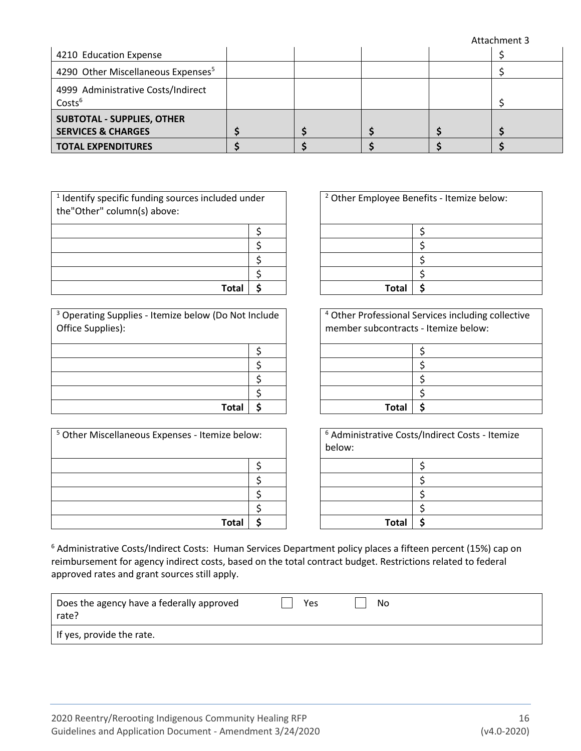Attachment 3

| | | | | | |
|---|---|---|---|---|---|
| 4210 Education Expense | | | | | $ |
| 4290 Other Miscellaneous Expenses[5] | | | | | $ |
| 4999 Administrative Costs/Indirect Costs[6] | | | | | $ |
| **SUBTOTAL - SUPPLIES, OTHER SERVICES & CHARGES** | **$** | **$** | **$** | **$** | **$** |
| **TOTAL EXPENDITURES** | **$** | **$** | **$** | **$** | **$** |

| [1] Identify specific funding sources included under the"Other" column(s) above: | |
|---|---|
| | $ |
| | $ |
| | $ |
| | $ |
| **Total** | **$** |

| [2] Other Employee Benefits - Itemize below: | |
|---|---|
| | $ |
| | $ |
| | $ |
| | $ |
| **Total** | **$** |

| [3] Operating Supplies - Itemize below (Do Not Include Office Supplies): | |
|---|---|
| | $ |
| | $ |
| | $ |
| | $ |
| **Total** | **$** |

| [4] Other Professional Services including collective member subcontracts - Itemize below: | |
|---|---|
| | $ |
| | $ |
| | $ |
| | $ |
| **Total** | **$** |

| [5] Other Miscellaneous Expenses - Itemize below: | |
|---|---|
| | $ |
| | $ |
| | $ |
| | $ |
| **Total** | **$** |

| [6] Administrative Costs/Indirect Costs - Itemize below: | |
|---|---|
| | $ |
| | $ |
| | $ |
| | $ |
| **Total** | **$** |

[6] Administrative Costs/Indirect Costs: Human Services Department policy places a fifteen percent (15%) cap on reimbursement for agency indirect costs, based on the total contract budget. Restrictions related to federal approved rates and grant sources still apply.

| Does the agency have a federally approved rate? | ☐ Yes | ☐ No |
|---|---|---|
| If yes, provide the rate. | | |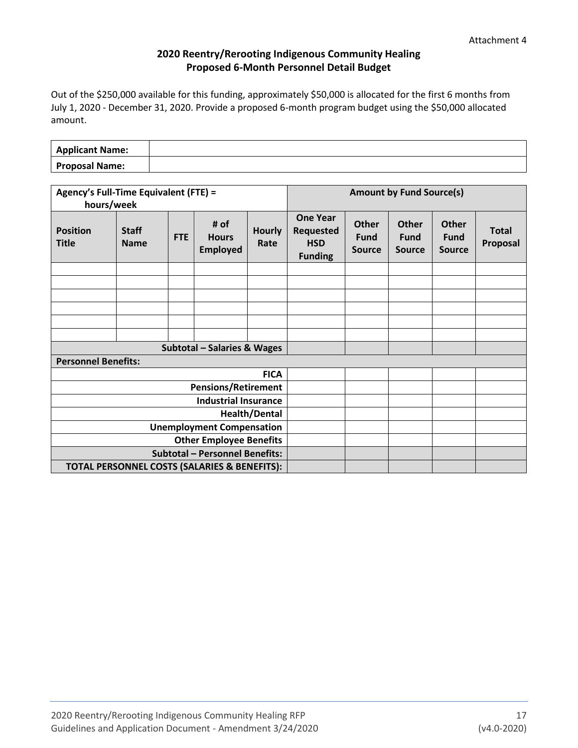Attachment 4

## 2020 Reentry/Rerooting Indigenous Community Healing
## Proposed 6-Month Personnel Detail Budget

Out of the $250,000 available for this funding, approximately $50,000 is allocated for the first 6 months from July 1, 2020 - December 31, 2020. Provide a proposed 6-month program budget using the $50,000 allocated amount.

| | |
|---|---|
| **Applicant Name:** | |
| **Proposal Name:** | |

| **Agency's Full-Time Equivalent (FTE) = hours/week** | | | | | **Amount by Fund Source(s)** | | | | |
|---|---|---|---|---|---|---|---|---|---|
| **Position Title** | **Staff Name** | **FTE** | **# of Hours Employed** | **Hourly Rate** | **One Year Requested HSD Funding** | **Other Fund Source** | **Other Fund Source** | **Other Fund Source** | **Total Proposal** |
| | | | | | | | | | |
| | | | | | | | | | |
| | | | | | | | | | |
| | | | | | | | | | |
| | | | | | | | | | |
| | | | | | | | | | |
| | | | | **Subtotal – Salaries & Wages** | | | | | |
| **Personnel Benefits:** | | | | | | | | | |
| | | | | **FICA** | | | | | |
| | | | | **Pensions/Retirement** | | | | | |
| | | | | **Industrial Insurance** | | | | | |
| | | | | **Health/Dental** | | | | | |
| | | | | **Unemployment Compensation** | | | | | |
| | | | | **Other Employee Benefits** | | | | | |
| | | | | **Subtotal – Personnel Benefits:** | | | | | |
| | | | | **TOTAL PERSONNEL COSTS (SALARIES & BENEFITS):** | | | | | |